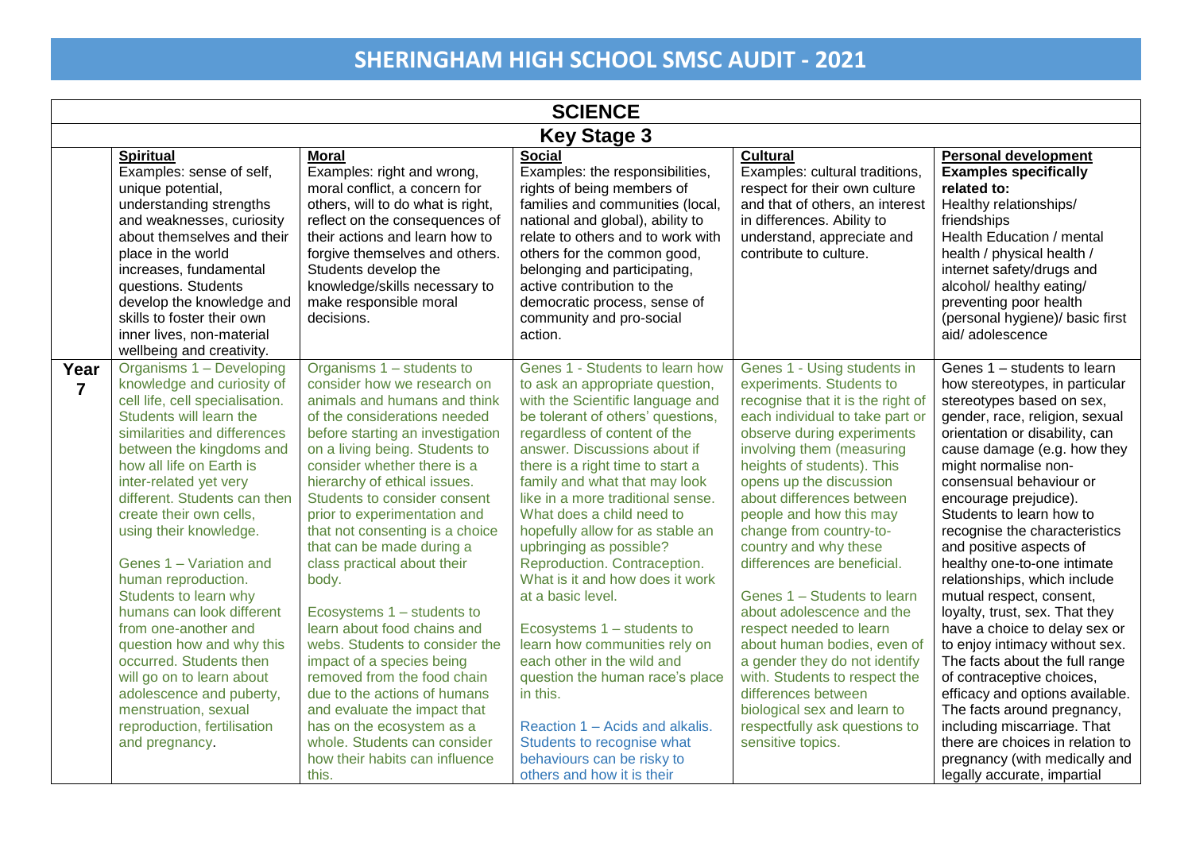# SHERINGHAM HIGH SCHOOL SMSC AUDIT - 2021

| SCIENCE | | | | | |
|---|---|---|---|---|---|
| **Key Stage 3** | | | | | |
| | **Spiritual**<br>Examples: sense of self, unique potential, understanding strengths and weaknesses, curiosity about themselves and their place in the world increases, fundamental questions. Students develop the knowledge and skills to foster their own inner lives, non-material wellbeing and creativity. | **Moral**<br>Examples: right and wrong, moral conflict, a concern for others, will to do what is right, reflect on the consequences of their actions and learn how to forgive themselves and others. Students develop the knowledge/skills necessary to make responsible moral decisions. | **Social**<br>Examples: the responsibilities, rights of being members of families and communities (local, national and global), ability to relate to others and to work with others for the common good, belonging and participating, active contribution to the democratic process, sense of community and pro-social action. | **Cultural**<br>Examples: cultural traditions, respect for their own culture and that of others, an interest in differences. Ability to understand, appreciate and contribute to culture. | **Personal development**<br>**Examples specifically related to:**<br>Healthy relationships/ friendships<br>Health Education / mental health / physical health / internet safety/drugs and alcohol/ healthy eating/ preventing poor health (personal hygiene)/ basic first aid/ adolescence |
| **Year 7** | Organisms 1 – Developing knowledge and curiosity of cell life, cell specialisation. Students will learn the similarities and differences between the kingdoms and how all life on Earth is inter-related yet very different. Students can then create their own cells, using their knowledge.<br><br>Genes 1 – Variation and human reproduction. Students to learn why humans can look different from one-another and question how and why this occurred. Students then will go on to learn about adolescence and puberty, menstruation, sexual reproduction, fertilisation and pregnancy. | Organisms 1 – students to consider how we research on animals and humans and think of the considerations needed before starting an investigation on a living being. Students to consider whether there is a hierarchy of ethical issues. Students to consider consent prior to experimentation and that not consenting is a choice that can be made during a class practical about their body.<br><br>Ecosystems 1 – students to learn about food chains and webs. Students to consider the impact of a species being removed from the food chain due to the actions of humans and evaluate the impact that has on the ecosystem as a whole. Students can consider how their habits can influence this. | Genes 1 - Students to learn how to ask an appropriate question, with the Scientific language and be tolerant of others' questions, regardless of content of the answer. Discussions about if there is a right time to start a family and what that may look like in a more traditional sense. What does a child need to hopefully allow for as stable an upbringing as possible? Reproduction. Contraception. What is it and how does it work at a basic level.<br><br>Ecosystems 1 – students to learn how communities rely on each other in the wild and question the human race's place in this.<br><br>Reaction 1 – Acids and alkalis. Students to recognise what behaviours can be risky to others and how it is their | Genes 1 - Using students in experiments. Students to recognise that it is the right of each individual to take part or observe during experiments involving them (measuring heights of students). This opens up the discussion about differences between people and how this may change from country-to-country and why these differences are beneficial.<br><br>Genes 1 – Students to learn about adolescence and the respect needed to learn about human bodies, even of a gender they do not identify with. Students to respect the differences between biological sex and learn to respectfully ask questions to sensitive topics. | Genes 1 – students to learn how stereotypes, in particular stereotypes based on sex, gender, race, religion, sexual orientation or disability, can cause damage (e.g. how they might normalise non-consensual behaviour or encourage prejudice). Students to learn how to recognise the characteristics and positive aspects of healthy one-to-one intimate relationships, which include mutual respect, consent, loyalty, trust, sex. That they have a choice to delay sex or to enjoy intimacy without sex. The facts about the full range of contraceptive choices, efficacy and options available. The facts around pregnancy, including miscarriage. That there are choices in relation to pregnancy (with medically and legally accurate, impartial |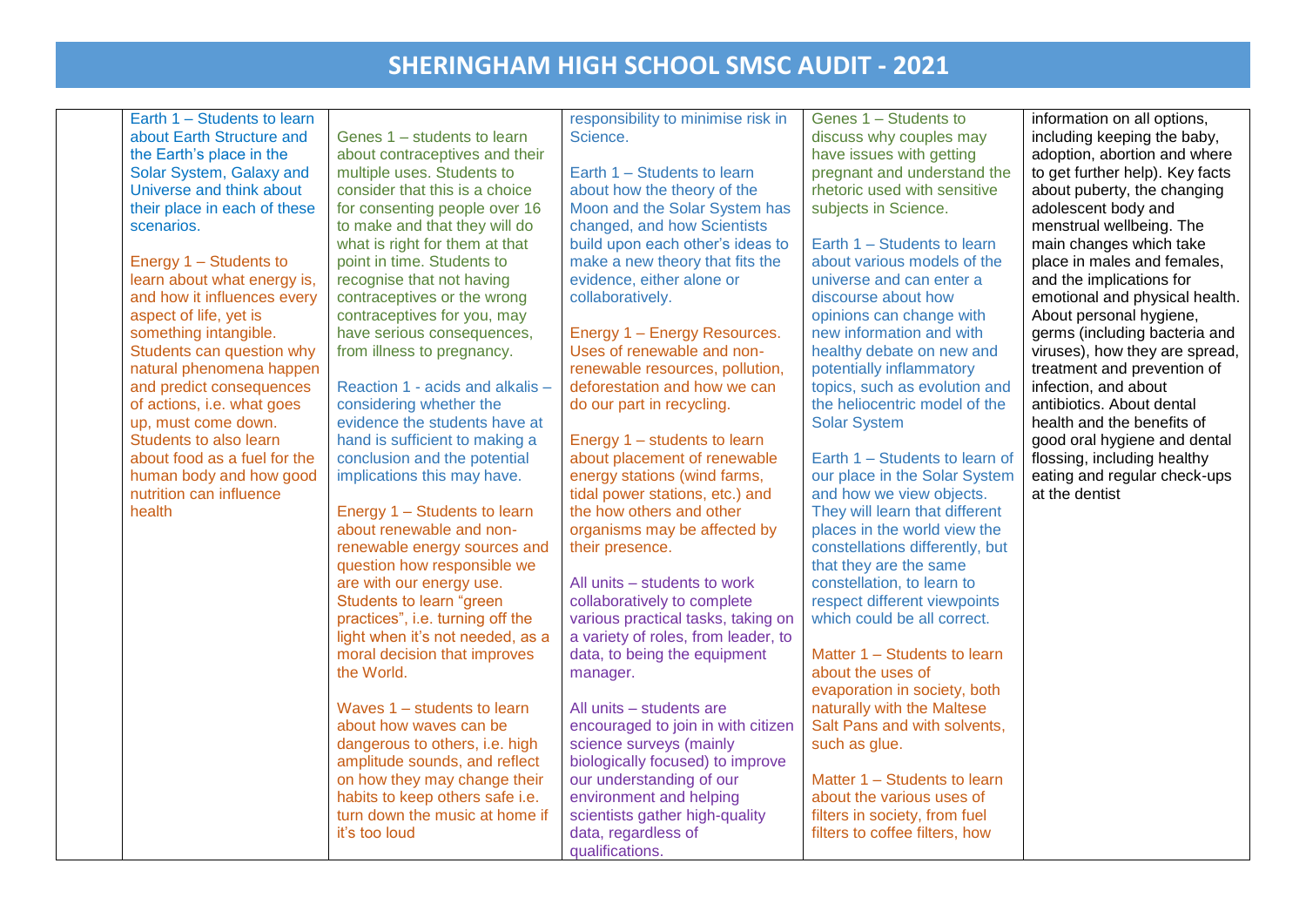# SHERINGHAM HIGH SCHOOL SMSC AUDIT - 2021

| | | | | | |
|---|---|---|---|---|---|
| | Earth 1 – Students to learn about Earth Structure and the Earth's place in the Solar System, Galaxy and Universe and think about their place in each of these scenarios.<br><br>Energy 1 – Students to learn about what energy is, and how it influences every aspect of life, yet is something intangible. Students can question why natural phenomena happen and predict consequences of actions, i.e. what goes up, must come down. Students to also learn about food as a fuel for the human body and how good nutrition can influence health | Genes 1 – students to learn about contraceptives and their multiple uses. Students to consider that this is a choice for consenting people over 16 to make and that they will do what is right for them at that point in time. Students to recognise that not having contraceptives or the wrong contraceptives for you, may have serious consequences, from illness to pregnancy.<br><br>Reaction 1 - acids and alkalis – considering whether the evidence the students have at hand is sufficient to making a conclusion and the potential implications this may have.<br><br>Energy 1 – Students to learn about renewable and non-renewable energy sources and question how responsible we are with our energy use. Students to learn "green practices", i.e. turning off the light when it's not needed, as a moral decision that improves the World.<br><br>Waves 1 – students to learn about how waves can be dangerous to others, i.e. high amplitude sounds, and reflect on how they may change their habits to keep others safe i.e. turn down the music at home if it's too loud | responsibility to minimise risk in Science.<br><br>Earth 1 – Students to learn about how the theory of the Moon and the Solar System has changed, and how Scientists build upon each other's ideas to make a new theory that fits the evidence, either alone or collaboratively.<br><br>Energy 1 – Energy Resources. Uses of renewable and non-renewable resources, pollution, deforestation and how we can do our part in recycling.<br><br>Energy 1 – students to learn about placement of renewable energy stations (wind farms, tidal power stations, etc.) and the how others and other organisms may be affected by their presence.<br><br>All units – students to work collaboratively to complete various practical tasks, taking on a variety of roles, from leader, to data, to being the equipment manager.<br><br>All units – students are encouraged to join in with citizen science surveys (mainly biologically focused) to improve our understanding of our environment and helping scientists gather high-quality data, regardless of qualifications. | Genes 1 – Students to discuss why couples may have issues with getting pregnant and understand the rhetoric used with sensitive subjects in Science.<br><br>Earth 1 – Students to learn about various models of the universe and can enter a discourse about how opinions can change with new information and with healthy debate on new and potentially inflammatory topics, such as evolution and the heliocentric model of the Solar System<br><br>Earth 1 – Students to learn of our place in the Solar System and how we view objects. They will learn that different places in the world view the constellations differently, but that they are the same constellation, to learn to respect different viewpoints which could be all correct.<br><br>Matter 1 – Students to learn about the uses of evaporation in society, both naturally with the Maltese Salt Pans and with solvents, such as glue.<br><br>Matter 1 – Students to learn about the various uses of filters in society, from fuel filters to coffee filters, how | information on all options, including keeping the baby, adoption, abortion and where to get further help). Key facts about puberty, the changing adolescent body and menstrual wellbeing. The main changes which take place in males and females, and the implications for emotional and physical health. About personal hygiene, germs (including bacteria and viruses), how they are spread, treatment and prevention of infection, and about antibiotics. About dental health and the benefits of good oral hygiene and dental flossing, including healthy eating and regular check-ups at the dentist |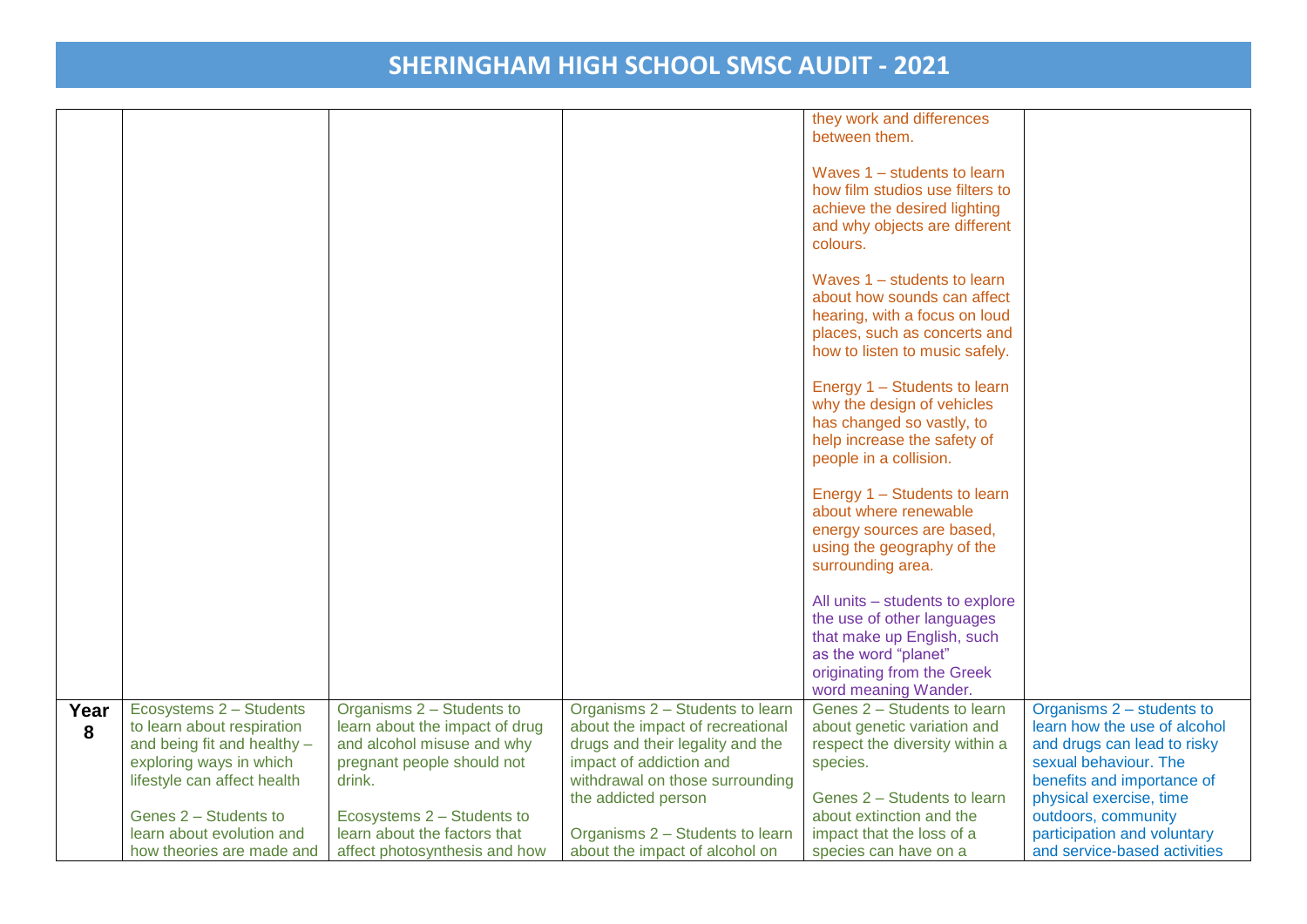# SHERINGHAM HIGH SCHOOL SMSC AUDIT - 2021

| | | | | | |
|---|---|---|---|---|---|
| | | | | they work and differences between them.<br><br>Waves 1 – students to learn how film studios use filters to achieve the desired lighting and why objects are different colours.<br><br>Waves 1 – students to learn about how sounds can affect hearing, with a focus on loud places, such as concerts and how to listen to music safely.<br><br>Energy 1 – Students to learn why the design of vehicles has changed so vastly, to help increase the safety of people in a collision.<br><br>Energy 1 – Students to learn about where renewable energy sources are based, using the geography of the surrounding area.<br><br>All units – students to explore the use of other languages that make up English, such as the word "planet" originating from the Greek word meaning Wander. | |
| **Year 8** | Ecosystems 2 – Students to learn about respiration and being fit and healthy – exploring ways in which lifestyle can affect health<br><br>Genes 2 – Students to learn about evolution and how theories are made and | Organisms 2 – Students to learn about the impact of drug and alcohol misuse and why pregnant people should not drink.<br><br>Ecosystems 2 – Students to learn about the factors that affect photosynthesis and how | Organisms 2 – Students to learn about the impact of recreational drugs and their legality and the impact of addiction and withdrawal on those surrounding the addicted person<br><br>Organisms 2 – Students to learn about the impact of alcohol on | Genes 2 – Students to learn about genetic variation and respect the diversity within a species.<br><br>Genes 2 – Students to learn about extinction and the impact that the loss of a species can have on a | Organisms 2 – students to learn how the use of alcohol and drugs can lead to risky sexual behaviour. The benefits and importance of physical exercise, time outdoors, community participation and voluntary and service-based activities |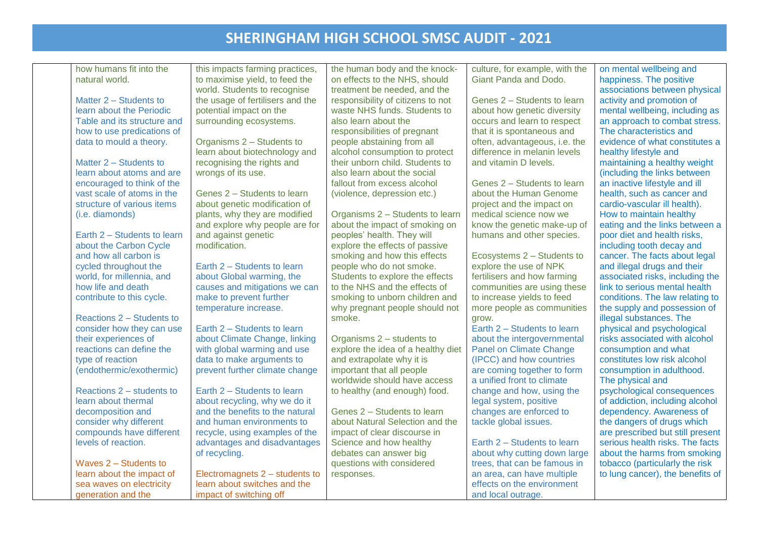# SHERINGHAM HIGH SCHOOL SMSC AUDIT - 2021

| | | | | | |
|---|---|---|---|---|---|
| | how humans fit into the natural world.<br><br>Matter 2 – Students to learn about the Periodic Table and its structure and how to use predications of data to mould a theory.<br><br>Matter 2 – Students to learn about atoms and are encouraged to think of the vast scale of atoms in the structure of various items (i.e. diamonds)<br><br>Earth 2 – Students to learn about the Carbon Cycle and how all carbon is cycled throughout the world, for millennia, and how life and death contribute to this cycle.<br><br>Reactions 2 – Students to consider how they can use their experiences of reactions can define the type of reaction (endothermic/exothermic)<br><br>Reactions 2 – students to learn about thermal decomposition and consider why different compounds have different levels of reaction.<br><br>Waves 2 – Students to learn about the impact of sea waves on electricity generation and the | this impacts farming practices, to maximise yield, to feed the world. Students to recognise the usage of fertilisers and the potential impact on the surrounding ecosystems.<br><br>Organisms 2 – Students to learn about biotechnology and recognising the rights and wrongs of its use.<br><br>Genes 2 – Students to learn about genetic modification of plants, why they are modified and explore why people are for and against genetic modification.<br><br>Earth 2 – Students to learn about Global warming, the causes and mitigations we can make to prevent further temperature increase.<br><br>Earth 2 – Students to learn about Climate Change, linking with global warming and use data to make arguments to prevent further climate change<br><br>Earth 2 – Students to learn about recycling, why we do it and the benefits to the natural and human environments to recycle, using examples of the advantages and disadvantages of recycling.<br><br>Electromagnets 2 – students to learn about switches and the impact of switching off | the human body and the knock-on effects to the NHS, should treatment be needed, and the responsibility of citizens to not waste NHS funds. Students to also learn about the responsibilities of pregnant people abstaining from all alcohol consumption to protect their unborn child. Students to also learn about the social fallout from excess alcohol (violence, depression etc.)<br><br>Organisms 2 – Students to learn about the impact of smoking on peoples' health. They will explore the effects of passive smoking and how this effects people who do not smoke. Students to explore the effects to the NHS and the effects of smoking to unborn children and why pregnant people should not smoke.<br><br>Organisms 2 – students to explore the idea of a healthy diet and extrapolate why it is important that all people worldwide should have access to healthy (and enough) food.<br><br>Genes 2 – Students to learn about Natural Selection and the impact of clear discourse in Science and how healthy debates can answer big questions with considered responses. | culture, for example, with the Giant Panda and Dodo.<br><br>Genes 2 – Students to learn about how genetic diversity occurs and learn to respect that it is spontaneous and often, advantageous, i.e. the difference in melanin levels and vitamin D levels.<br><br>Genes 2 – Students to learn about the Human Genome project and the impact on medical science now we know the genetic make-up of humans and other species.<br><br>Ecosystems 2 – Students to explore the use of NPK fertilisers and how farming communities are using these to increase yields to feed more people as communities grow.<br>Earth 2 – Students to learn about the intergovernmental Panel on Climate Change (IPCC) and how countries are coming together to form a unified front to climate change and how, using the legal system, positive changes are enforced to tackle global issues.<br><br>Earth 2 – Students to learn about why cutting down large trees, that can be famous in an area, can have multiple effects on the environment and local outrage. | on mental wellbeing and happiness. The positive associations between physical activity and promotion of mental wellbeing, including as an approach to combat stress. The characteristics and evidence of what constitutes a healthy lifestyle and maintaining a healthy weight (including the links between an inactive lifestyle and ill health, such as cancer and cardio-vascular ill health). How to maintain healthy eating and the links between a poor diet and health risks, including tooth decay and cancer. The facts about legal and illegal drugs and their associated risks, including the link to serious mental health conditions. The law relating to the supply and possession of illegal substances. The physical and psychological risks associated with alcohol consumption and what constitutes low risk alcohol consumption in adulthood. The physical and psychological consequences of addiction, including alcohol dependency. Awareness of the dangers of drugs which are prescribed but still present serious health risks. The facts about the harms from smoking tobacco (particularly the risk to lung cancer), the benefits of |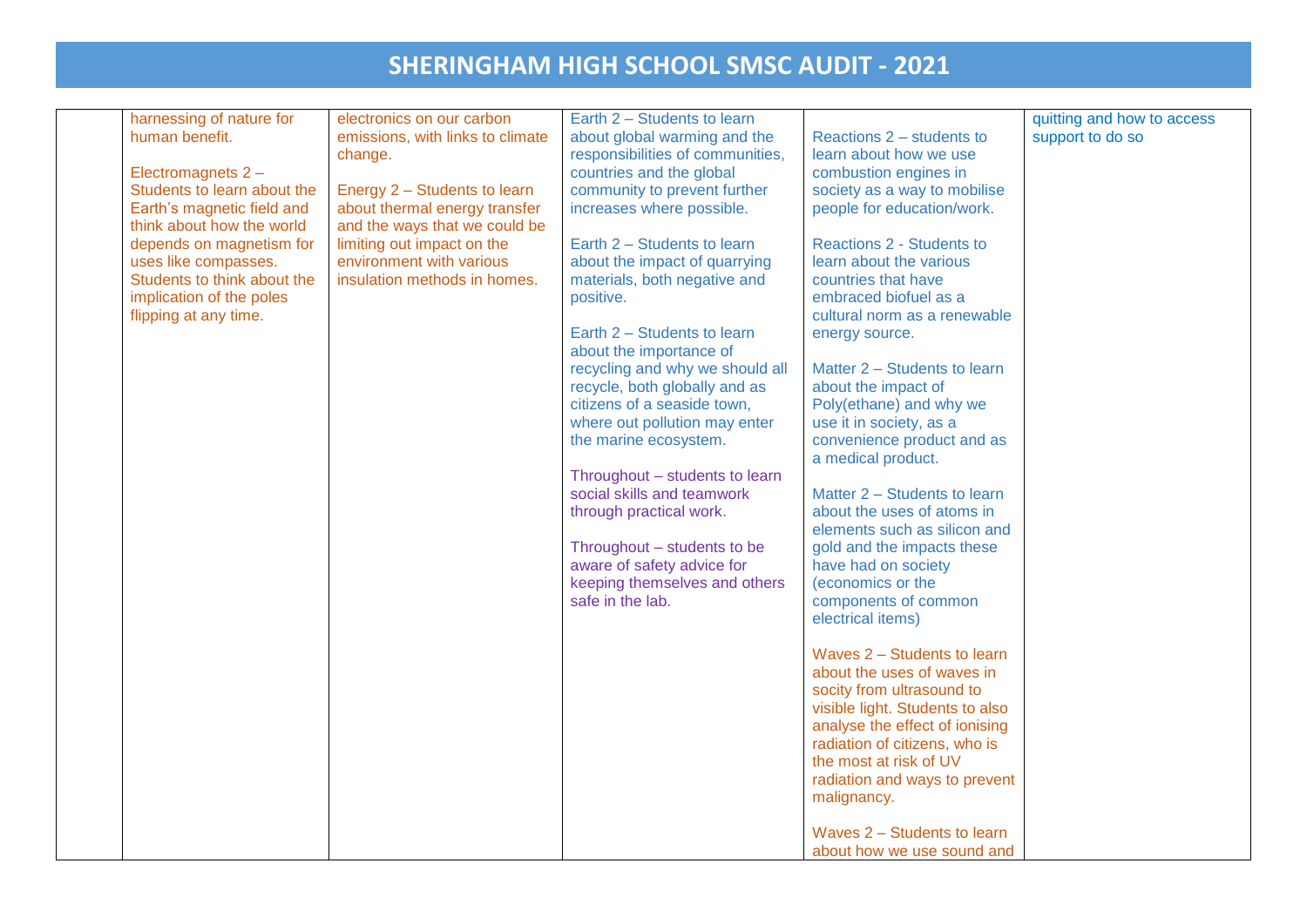# SHERINGHAM HIGH SCHOOL SMSC AUDIT - 2021

| | | | | | |
|---|---|---|---|---|---|
| | harnessing of nature for human benefit.<br><br>Electromagnets 2 – Students to learn about the Earth's magnetic field and think about how the world depends on magnetism for uses like compasses. Students to think about the implication of the poles flipping at any time. | electronics on our carbon emissions, with links to climate change.<br><br>Energy 2 – Students to learn about thermal energy transfer and the ways that we could be limiting out impact on the environment with various insulation methods in homes. | Earth 2 – Students to learn about global warming and the responsibilities of communities, countries and the global community to prevent further increases where possible.<br><br>Earth 2 – Students to learn about the impact of quarrying materials, both negative and positive.<br><br>Earth 2 – Students to learn about the importance of recycling and why we should all recycle, both globally and as citizens of a seaside town, where out pollution may enter the marine ecosystem.<br><br>Throughout – students to learn social skills and teamwork through practical work.<br><br>Throughout – students to be aware of safety advice for keeping themselves and others safe in the lab. | Reactions 2 – students to learn about how we use combustion engines in society as a way to mobilise people for education/work.<br><br>Reactions 2 - Students to learn about the various countries that have embraced biofuel as a cultural norm as a renewable energy source.<br><br>Matter 2 – Students to learn about the impact of Poly(ethane) and why we use it in society, as a convenience product and as a medical product.<br><br>Matter 2 – Students to learn about the uses of atoms in elements such as silicon and gold and the impacts these have had on society (economics or the components of common electrical items)<br><br>Waves 2 – Students to learn about the uses of waves in socity from ultrasound to visible light. Students to also analyse the effect of ionising radiation of citizens, who is the most at risk of UV radiation and ways to prevent malignancy.<br><br>Waves 2 – Students to learn about how we use sound and | quitting and how to access support to do so |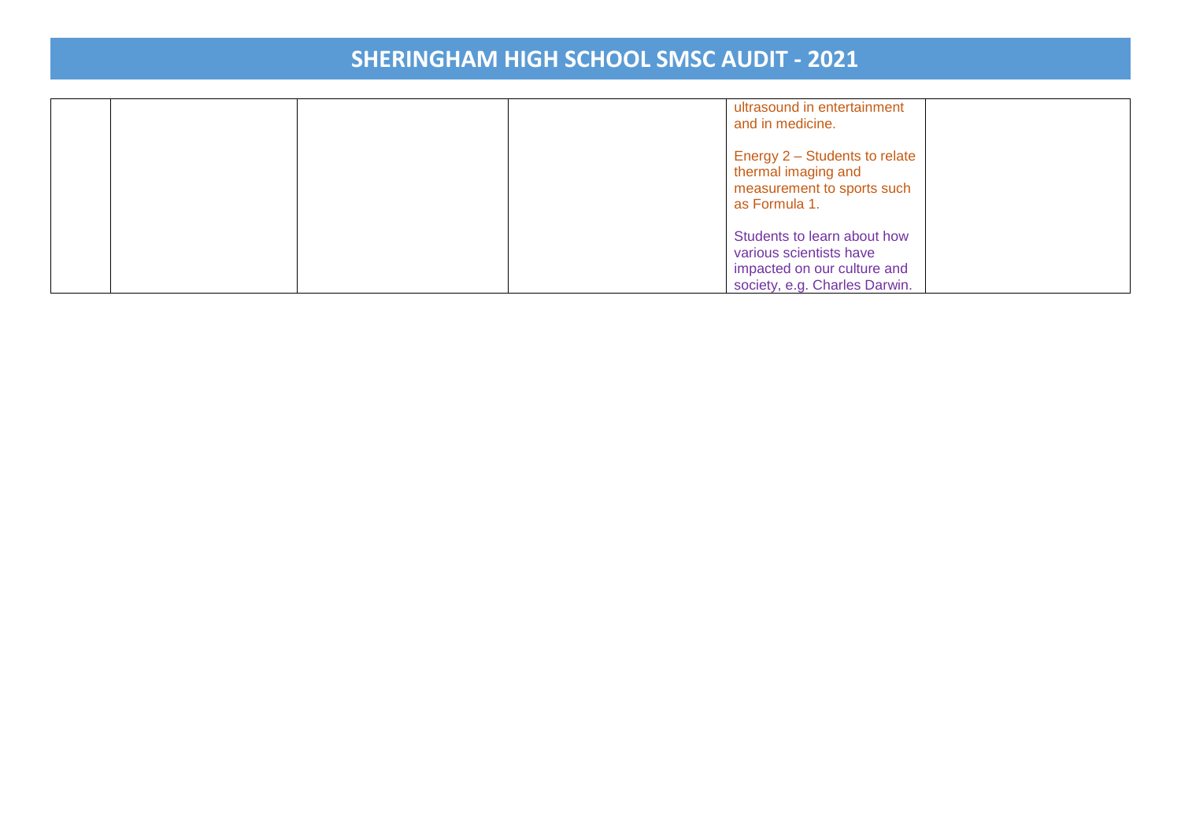# SHERINGHAM HIGH SCHOOL SMSC AUDIT - 2021

| | | | | | |
|---|---|---|---|---|---|
| | | | | ultrasound in entertainment and in medicine.<br><br>Energy 2 – Students to relate thermal imaging and measurement to sports such as Formula 1.<br><br>Students to learn about how various scientists have impacted on our culture and society, e.g. Charles Darwin. | |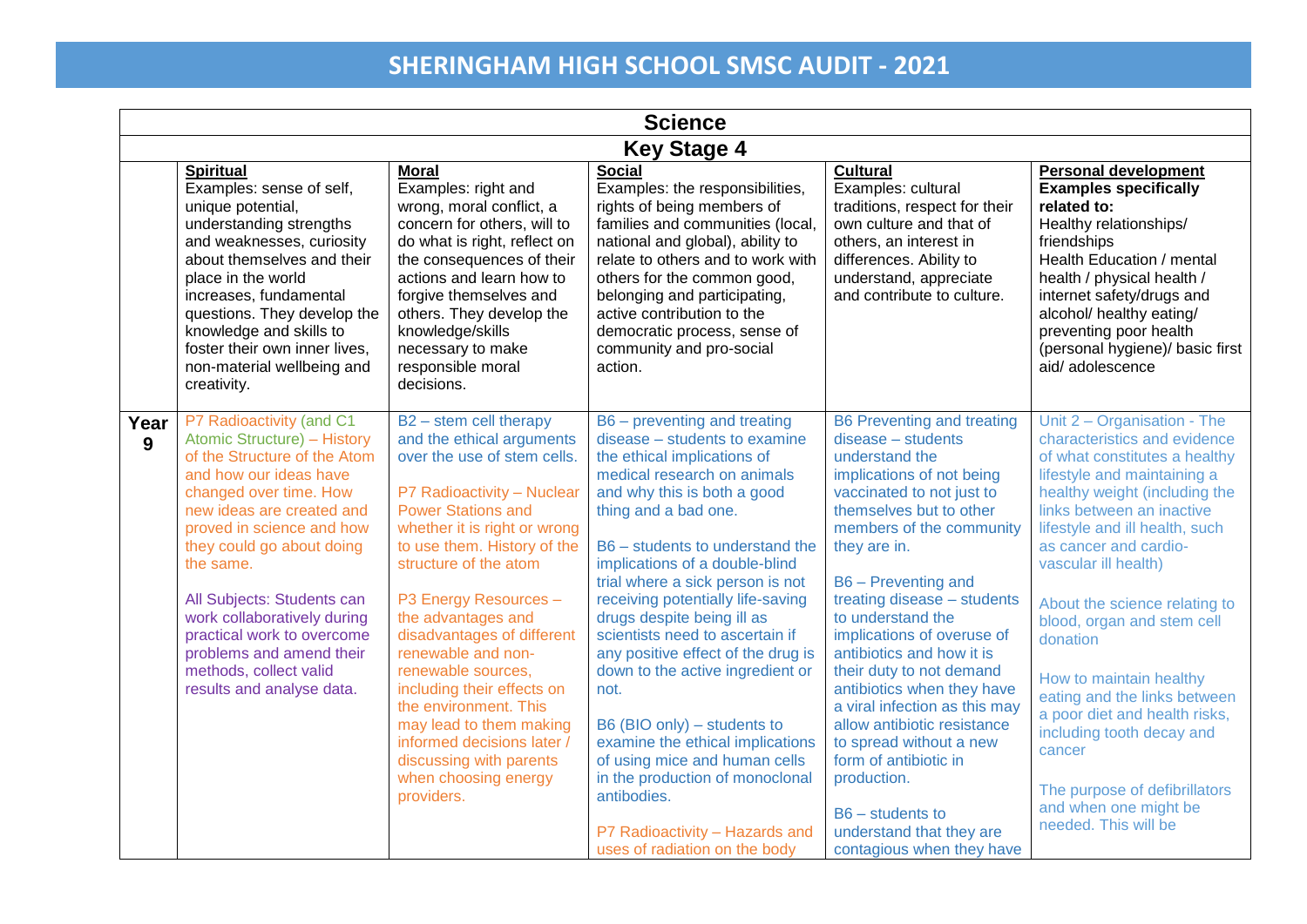# SHERINGHAM HIGH SCHOOL SMSC AUDIT - 2021

| Science | | | | | |
|---|---|---|---|---|---|
| **Key Stage 4** | | | | | |
| | **Spiritual**<br>Examples: sense of self, unique potential, understanding strengths and weaknesses, curiosity about themselves and their place in the world increases, fundamental questions. They develop the knowledge and skills to foster their own inner lives, non-material wellbeing and creativity. | **Moral**<br>Examples: right and wrong, moral conflict, a concern for others, will to do what is right, reflect on the consequences of their actions and learn how to forgive themselves and others. They develop the knowledge/skills necessary to make responsible moral decisions. | **Social**<br>Examples: the responsibilities, rights of being members of families and communities (local, national and global), ability to relate to others and to work with others for the common good, belonging and participating, active contribution to the democratic process, sense of community and pro-social action. | **Cultural**<br>Examples: cultural traditions, respect for their own culture and that of others, an interest in differences. Ability to understand, appreciate and contribute to culture. | **Personal development**<br>**Examples specifically related to:**<br>Healthy relationships/ friendships<br>Health Education / mental health / physical health / internet safety/drugs and alcohol/ healthy eating/ preventing poor health (personal hygiene)/ basic first aid/ adolescence |
| **Year 9** | P7 Radioactivity (and C1 Atomic Structure) – History of the Structure of the Atom and how our ideas have changed over time. How new ideas are created and proved in science and how they could go about doing the same.<br><br>All Subjects: Students can work collaboratively during practical work to overcome problems and amend their methods, collect valid results and analyse data. | B2 – stem cell therapy and the ethical arguments over the use of stem cells.<br><br>P7 Radioactivity – Nuclear Power Stations and whether it is right or wrong to use them. History of the structure of the atom<br><br>P3 Energy Resources – the advantages and disadvantages of different renewable and non-renewable sources, including their effects on the environment. This may lead to them making informed decisions later / discussing with parents when choosing energy providers. | B6 – preventing and treating disease – students to examine the ethical implications of medical research on animals and why this is both a good thing and a bad one.<br><br>B6 – students to understand the implications of a double-blind trial where a sick person is not receiving potentially life-saving drugs despite being ill as scientists need to ascertain if any positive effect of the drug is down to the active ingredient or not.<br><br>B6 (BIO only) – students to examine the ethical implications of using mice and human cells in the production of monoclonal antibodies.<br><br>P7 Radioactivity – Hazards and uses of radiation on the body | B6 Preventing and treating disease – students understand the implications of not being vaccinated to not just to themselves but to other members of the community they are in.<br><br>B6 – Preventing and treating disease – students to understand the implications of overuse of antibiotics and how it is their duty to not demand antibiotics when they have a viral infection as this may allow antibiotic resistance to spread without a new form of antibiotic in production.<br><br>B6 – students to understand that they are contagious when they have | Unit 2 – Organisation - The characteristics and evidence of what constitutes a healthy lifestyle and maintaining a healthy weight (including the links between an inactive lifestyle and ill health, such as cancer and cardio-vascular ill health)<br><br>About the science relating to blood, organ and stem cell donation<br><br>How to maintain healthy eating and the links between a poor diet and health risks, including tooth decay and cancer<br><br>The purpose of defibrillators and when one might be needed. This will be |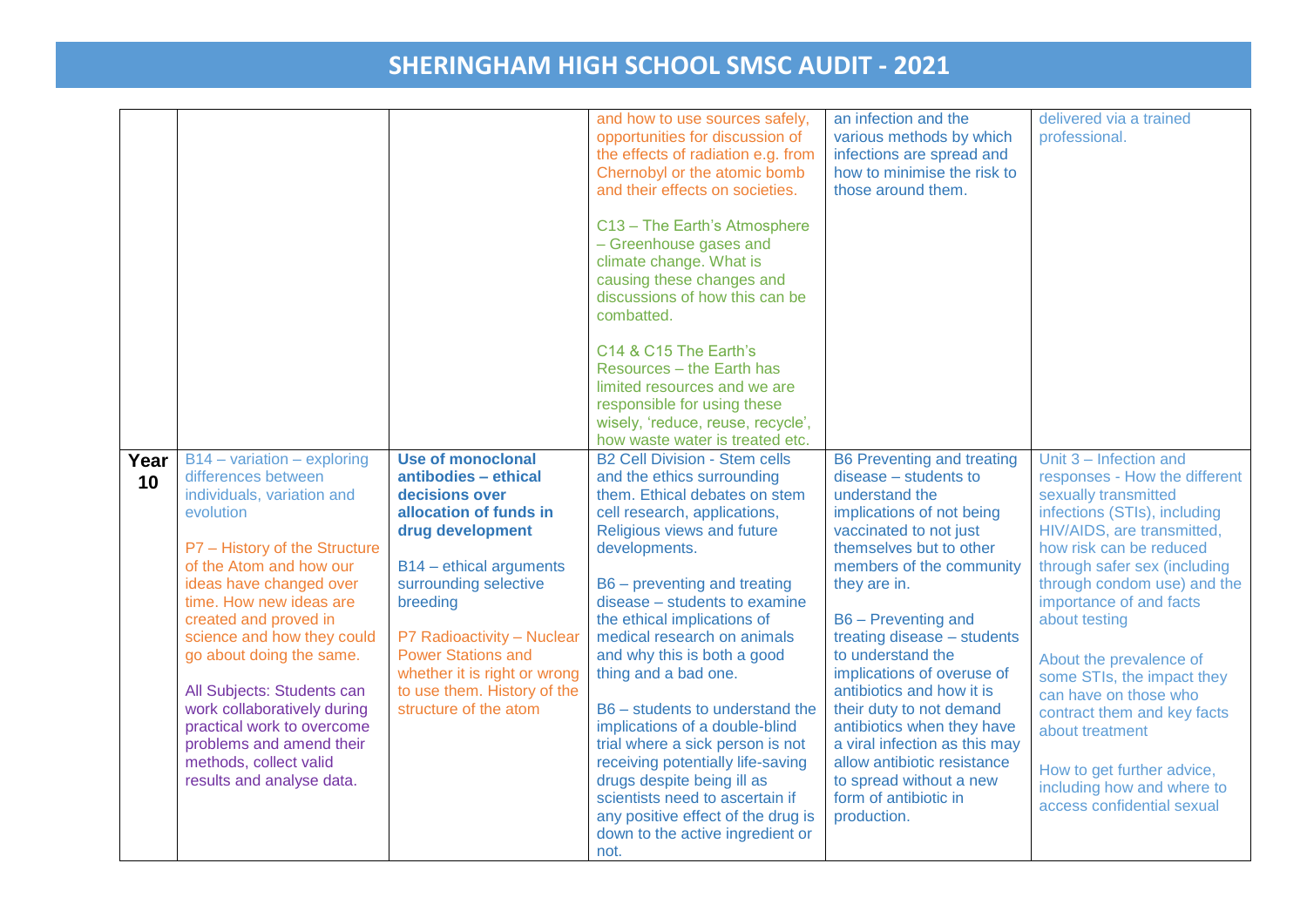# SHERINGHAM HIGH SCHOOL SMSC AUDIT - 2021

| | | | | | |
|---|---|---|---|---|---|
| | | | and how to use sources safely, opportunities for discussion of the effects of radiation e.g. from Chernobyl or the atomic bomb and their effects on societies.<br><br>C13 – The Earth's Atmosphere – Greenhouse gases and climate change. What is causing these changes and discussions of how this can be combatted.<br><br>C14 & C15 The Earth's Resources – the Earth has limited resources and we are responsible for using these wisely, 'reduce, reuse, recycle', how waste water is treated etc. | an infection and the various methods by which infections are spread and how to minimise the risk to those around them. | delivered via a trained professional. |
| **Year 10** | B14 – variation – exploring differences between individuals, variation and evolution<br><br>P7 – History of the Structure of the Atom and how our ideas have changed over time. How new ideas are created and proved in science and how they could go about doing the same.<br><br>All Subjects: Students can work collaboratively during practical work to overcome problems and amend their methods, collect valid results and analyse data. | **Use of monoclonal antibodies – ethical decisions over allocation of funds in drug development**<br><br>B14 – ethical arguments surrounding selective breeding<br><br>P7 Radioactivity – Nuclear Power Stations and whether it is right or wrong to use them. History of the structure of the atom | B2 Cell Division - Stem cells and the ethics surrounding them. Ethical debates on stem cell research, applications, Religious views and future developments.<br><br>B6 – preventing and treating disease – students to examine the ethical implications of medical research on animals and why this is both a good thing and a bad one.<br><br>B6 – students to understand the implications of a double-blind trial where a sick person is not receiving potentially life-saving drugs despite being ill as scientists need to ascertain if any positive effect of the drug is down to the active ingredient or not. | B6 Preventing and treating disease – students to understand the implications of not being vaccinated to not just themselves but to other members of the community they are in.<br><br>B6 – Preventing and treating disease – students to understand the implications of overuse of antibiotics and how it is their duty to not demand antibiotics when they have a viral infection as this may allow antibiotic resistance to spread without a new form of antibiotic in production. | Unit 3 – Infection and responses - How the different sexually transmitted infections (STIs), including HIV/AIDS, are transmitted, how risk can be reduced through safer sex (including through condom use) and the importance of and facts about testing<br><br>About the prevalence of some STIs, the impact they can have on those who contract them and key facts about treatment<br><br>How to get further advice, including how and where to access confidential sexual |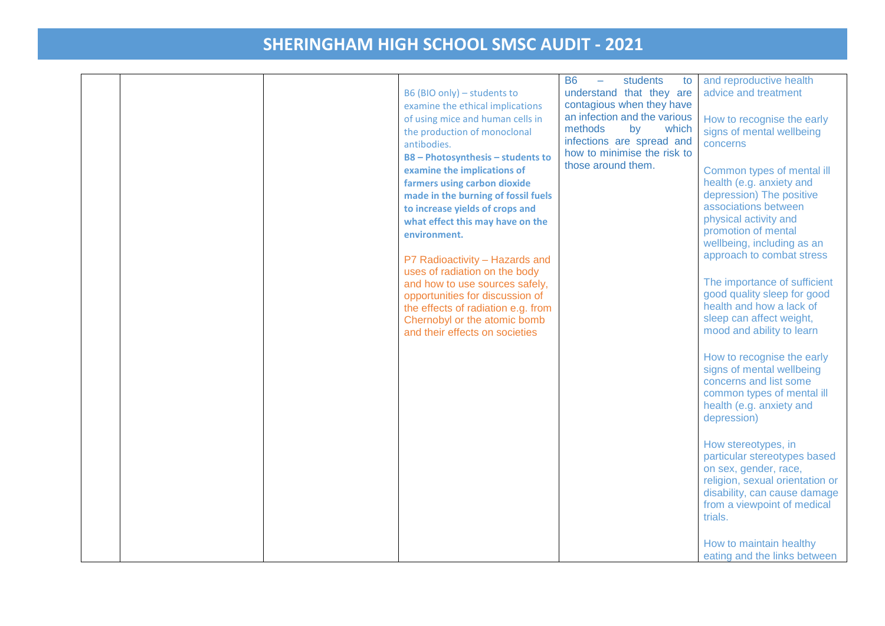# SHERINGHAM HIGH SCHOOL SMSC AUDIT - 2021

| | | | | | |
|---|---|---|---|---|---|
| | | | B6 (BIO only) – students to examine the ethical implications of using mice and human cells in the production of monoclonal antibodies.<br>**B8 – Photosynthesis – students to examine the implications of farmers using carbon dioxide made in the burning of fossil fuels to increase yields of crops and what effect this may have on the environment.**<br><br>P7 Radioactivity – Hazards and uses of radiation on the body and how to use sources safely, opportunities for discussion of the effects of radiation e.g. from Chernobyl or the atomic bomb and their effects on societies | B6 – students to understand that they are contagious when they have an infection and the various methods by which infections are spread and how to minimise the risk to those around them. | and reproductive health advice and treatment<br><br>How to recognise the early signs of mental wellbeing concerns<br><br>Common types of mental ill health (e.g. anxiety and depression) The positive associations between physical activity and promotion of mental wellbeing, including as an approach to combat stress<br><br>The importance of sufficient good quality sleep for good health and how a lack of sleep can affect weight, mood and ability to learn<br><br>How to recognise the early signs of mental wellbeing concerns and list some common types of mental ill health (e.g. anxiety and depression)<br><br>How stereotypes, in particular stereotypes based on sex, gender, race, religion, sexual orientation or disability, can cause damage from a viewpoint of medical trials.<br><br>How to maintain healthy eating and the links between |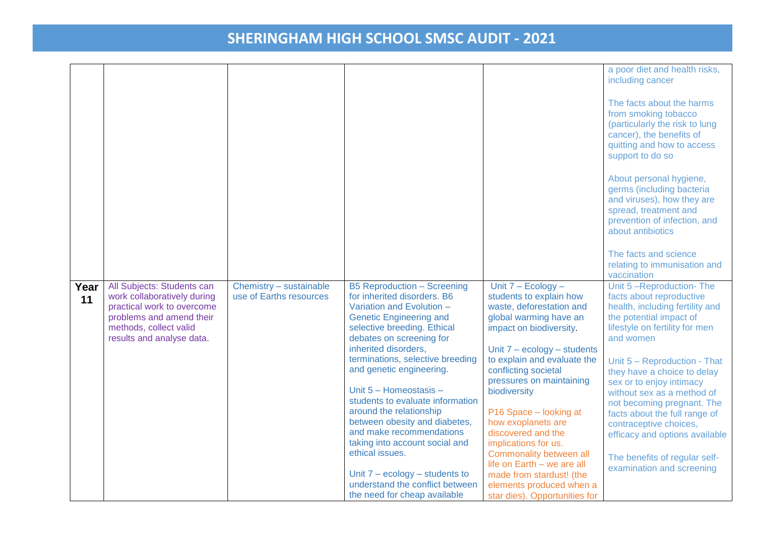# SHERINGHAM HIGH SCHOOL SMSC AUDIT - 2021

| | | | | | |
|---|---|---|---|---|---|
| | | | | | a poor diet and health risks, including cancer<br><br>The facts about the harms from smoking tobacco (particularly the risk to lung cancer), the benefits of quitting and how to access support to do so<br><br>About personal hygiene, germs (including bacteria and viruses), how they are spread, treatment and prevention of infection, and about antibiotics<br><br>The facts and science relating to immunisation and vaccination |
| **Year 11** | All Subjects: Students can work collaboratively during practical work to overcome problems and amend their methods, collect valid results and analyse data. | Chemistry – sustainable use of Earths resources | B5 Reproduction – Screening for inherited disorders. B6 Variation and Evolution – Genetic Engineering and selective breeding. Ethical debates on screening for inherited disorders, terminations, selective breeding and genetic engineering.<br><br>Unit 5 – Homeostasis – students to evaluate information around the relationship between obesity and diabetes, and make recommendations taking into account social and ethical issues.<br><br>Unit 7 – ecology – students to understand the conflict between the need for cheap available | Unit 7 – Ecology – students to explain how waste, deforestation and global warming have an impact on biodiversity.<br><br>Unit 7 – ecology – students to explain and evaluate the conflicting societal pressures on maintaining biodiversity<br><br>P16 Space – looking at how exoplanets are discovered and the implications for us. Commonality between all life on Earth – we are all made from stardust! (the elements produced when a star dies). Opportunities for | Unit 5 –Reproduction- The facts about reproductive health, including fertility and the potential impact of lifestyle on fertility for men and women<br><br>Unit 5 – Reproduction - That they have a choice to delay sex or to enjoy intimacy without sex as a method of not becoming pregnant. The facts about the full range of contraceptive choices, efficacy and options available<br><br>The benefits of regular self-examination and screening |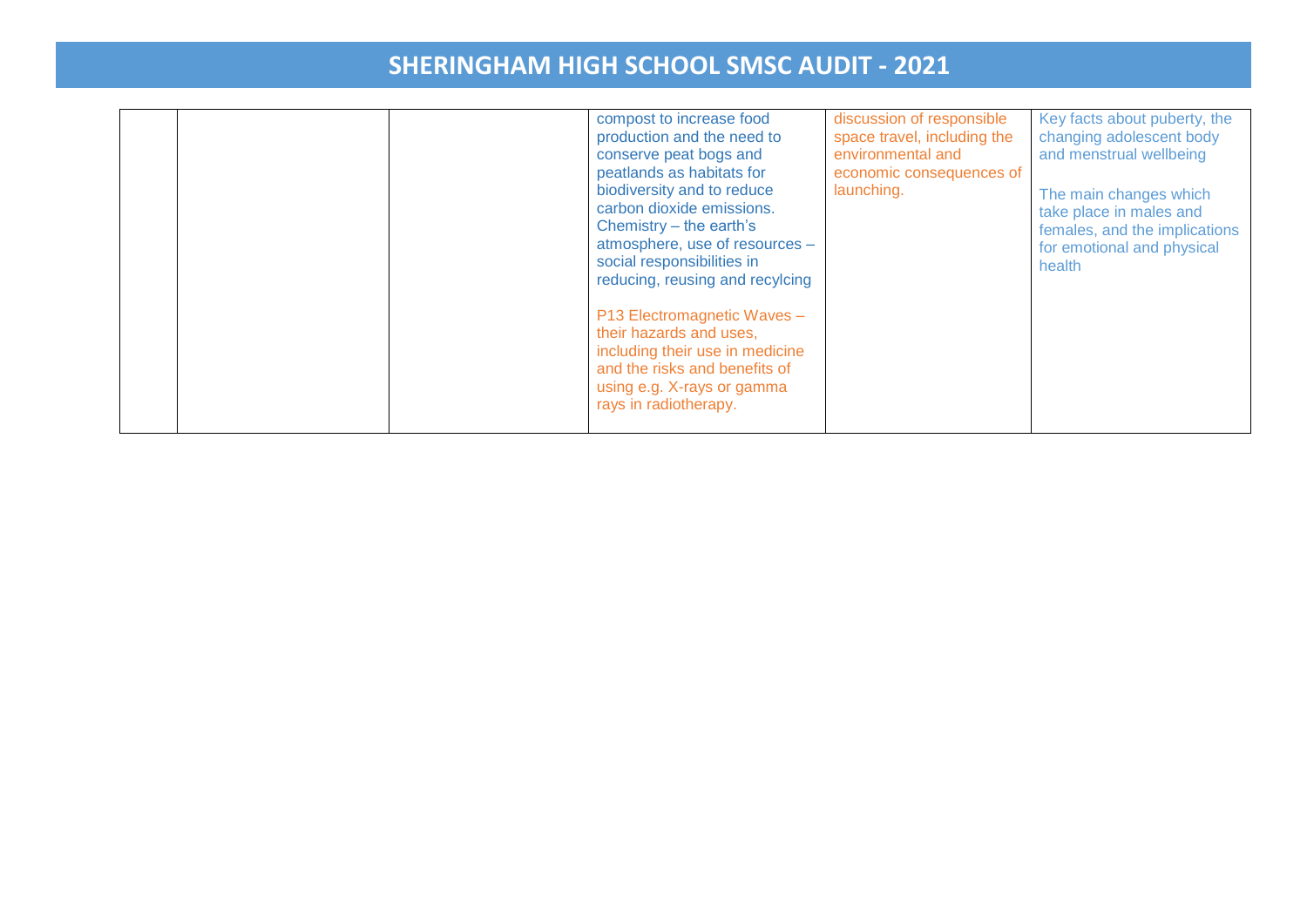# SHERINGHAM HIGH SCHOOL SMSC AUDIT - 2021

| | | | | | |
|---|---|---|---|---|---|
| | | | compost to increase food production and the need to conserve peat bogs and peatlands as habitats for biodiversity and to reduce carbon dioxide emissions. Chemistry – the earth's atmosphere, use of resources – social responsibilities in reducing, reusing and recylcing<br><br>P13 Electromagnetic Waves – their hazards and uses, including their use in medicine and the risks and benefits of using e.g. X-rays or gamma rays in radiotherapy. | discussion of responsible space travel, including the environmental and economic consequences of launching. | Key facts about puberty, the changing adolescent body and menstrual wellbeing<br><br>The main changes which take place in males and females, and the implications for emotional and physical health |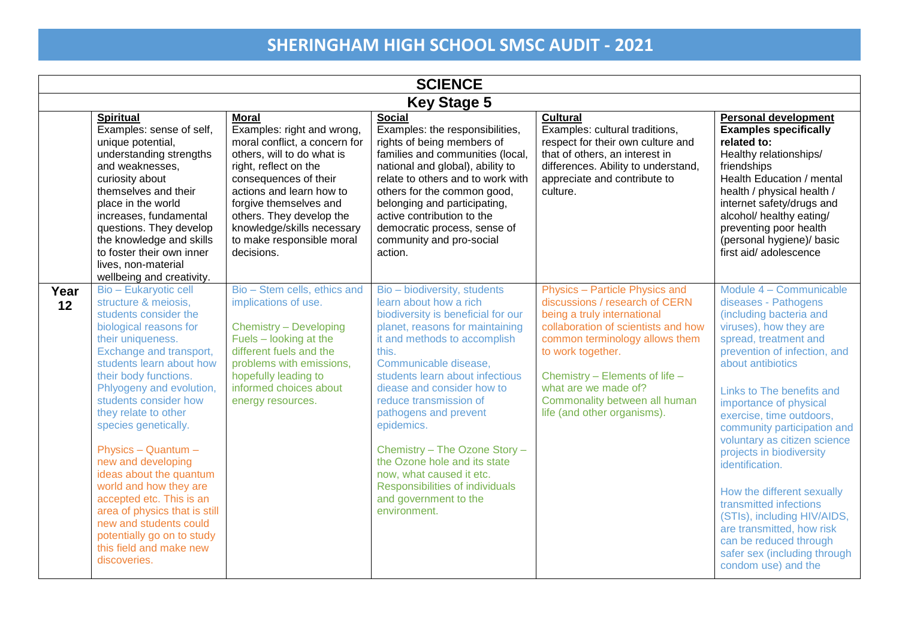# SHERINGHAM HIGH SCHOOL SMSC AUDIT - 2021

| SCIENCE | | | | | |
|---|---|---|---|---|---|
| **Key Stage 5** | | | | | |
| | **Spiritual**<br>Examples: sense of self, unique potential, understanding strengths and weaknesses, curiosity about themselves and their place in the world increases, fundamental questions. They develop the knowledge and skills to foster their own inner lives, non-material wellbeing and creativity. | **Moral**<br>Examples: right and wrong, moral conflict, a concern for others, will to do what is right, reflect on the consequences of their actions and learn how to forgive themselves and others. They develop the knowledge/skills necessary to make responsible moral decisions. | **Social**<br>Examples: the responsibilities, rights of being members of families and communities (local, national and global), ability to relate to others and to work with others for the common good, belonging and participating, active contribution to the democratic process, sense of community and pro-social action. | **Cultural**<br>Examples: cultural traditions, respect for their own culture and that of others, an interest in differences. Ability to understand, appreciate and contribute to culture. | **Personal development**<br>**Examples specifically related to:**<br>Healthy relationships/ friendships<br>Health Education / mental health / physical health / internet safety/drugs and alcohol/ healthy eating/ preventing poor health (personal hygiene)/ basic first aid/ adolescence |
| **Year 12** | Bio – Eukaryotic cell structure & meiosis, students consider the biological reasons for their uniqueness.<br>Exchange and transport, students learn about how their body functions.<br>Phlyogeny and evolution, students consider how they relate to other species genetically.<br><br>Physics – Quantum – new and developing ideas about the quantum world and how they are accepted etc. This is an area of physics that is still new and students could potentially go on to study this field and make new discoveries. | Bio – Stem cells, ethics and implications of use.<br><br>Chemistry – Developing Fuels – looking at the different fuels and the problems with emissions, hopefully leading to informed choices about energy resources. | Bio – biodiversity, students learn about how a rich biodiversity is beneficial for our planet, reasons for maintaining it and methods to accomplish this.<br>Communicable disease, students learn about infectious disease and consider how to reduce transmission of pathogens and prevent epidemics.<br><br>Chemistry – The Ozone Story – the Ozone hole and its state now, what caused it etc. Responsibilities of individuals and government to the environment. | Physics – Particle Physics and discussions / research of CERN being a truly international collaboration of scientists and how common terminology allows them to work together.<br><br>Chemistry – Elements of life – what are we made of? Commonality between all human life (and other organisms). | Module 4 – Communicable diseases - Pathogens (including bacteria and viruses), how they are spread, treatment and prevention of infection, and about antibiotics<br><br>Links to The benefits and importance of physical exercise, time outdoors, community participation and voluntary as citizen science projects in biodiversity identification.<br><br>How the different sexually transmitted infections (STIs), including HIV/AIDS, are transmitted, how risk can be reduced through safer sex (including through condom use) and the |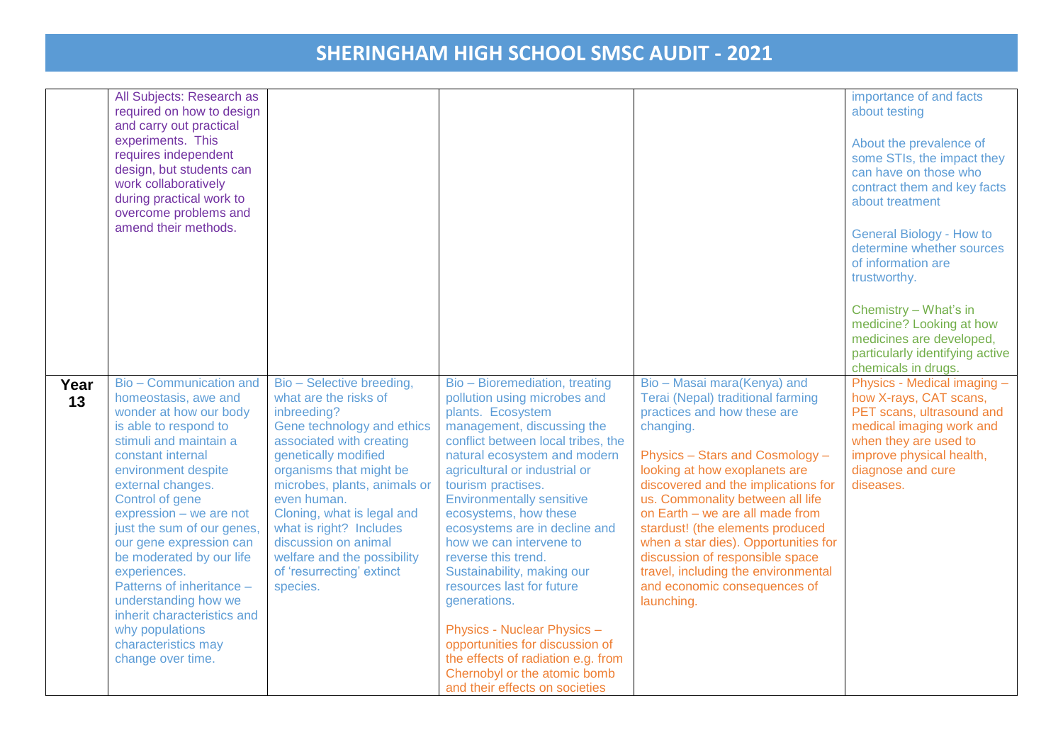# SHERINGHAM HIGH SCHOOL SMSC AUDIT - 2021

| | | | | | |
|---|---|---|---|---|---|
| | All Subjects: Research as required on how to design and carry out practical experiments. This requires independent design, but students can work collaboratively during practical work to overcome problems and amend their methods. | | | | importance of and facts about testing<br><br>About the prevalence of some STIs, the impact they can have on those who contract them and key facts about treatment<br><br>General Biology - How to determine whether sources of information are trustworthy.<br><br>Chemistry – What's in medicine? Looking at how medicines are developed, particularly identifying active chemicals in drugs. |
| **Year 13** | Bio – Communication and homeostasis, awe and wonder at how our body is able to respond to stimuli and maintain a constant internal environment despite external changes.<br>Control of gene expression – we are not just the sum of our genes, our gene expression can be moderated by our life experiences.<br>Patterns of inheritance – understanding how we inherit characteristics and why populations characteristics may change over time. | Bio – Selective breeding, what are the risks of inbreeding?<br>Gene technology and ethics associated with creating genetically modified organisms that might be microbes, plants, animals or even human.<br>Cloning, what is legal and what is right? Includes discussion on animal welfare and the possibility of 'resurrecting' extinct species. | Bio – Bioremediation, treating pollution using microbes and plants. Ecosystem management, discussing the conflict between local tribes, the natural ecosystem and modern agricultural or industrial or tourism practises.<br>Environmentally sensitive ecosystems, how these ecosystems are in decline and how we can intervene to reverse this trend.<br>Sustainability, making our resources last for future generations.<br><br>Physics - Nuclear Physics – opportunities for discussion of the effects of radiation e.g. from Chernobyl or the atomic bomb and their effects on societies | Bio – Masai mara(Kenya) and Terai (Nepal) traditional farming practices and how these are changing.<br><br>Physics – Stars and Cosmology – looking at how exoplanets are discovered and the implications for us. Commonality between all life on Earth – we are all made from stardust! (the elements produced when a star dies). Opportunities for discussion of responsible space travel, including the environmental and economic consequences of launching. | Physics - Medical imaging – how X-rays, CAT scans, PET scans, ultrasound and medical imaging work and when they are used to improve physical health, diagnose and cure diseases. |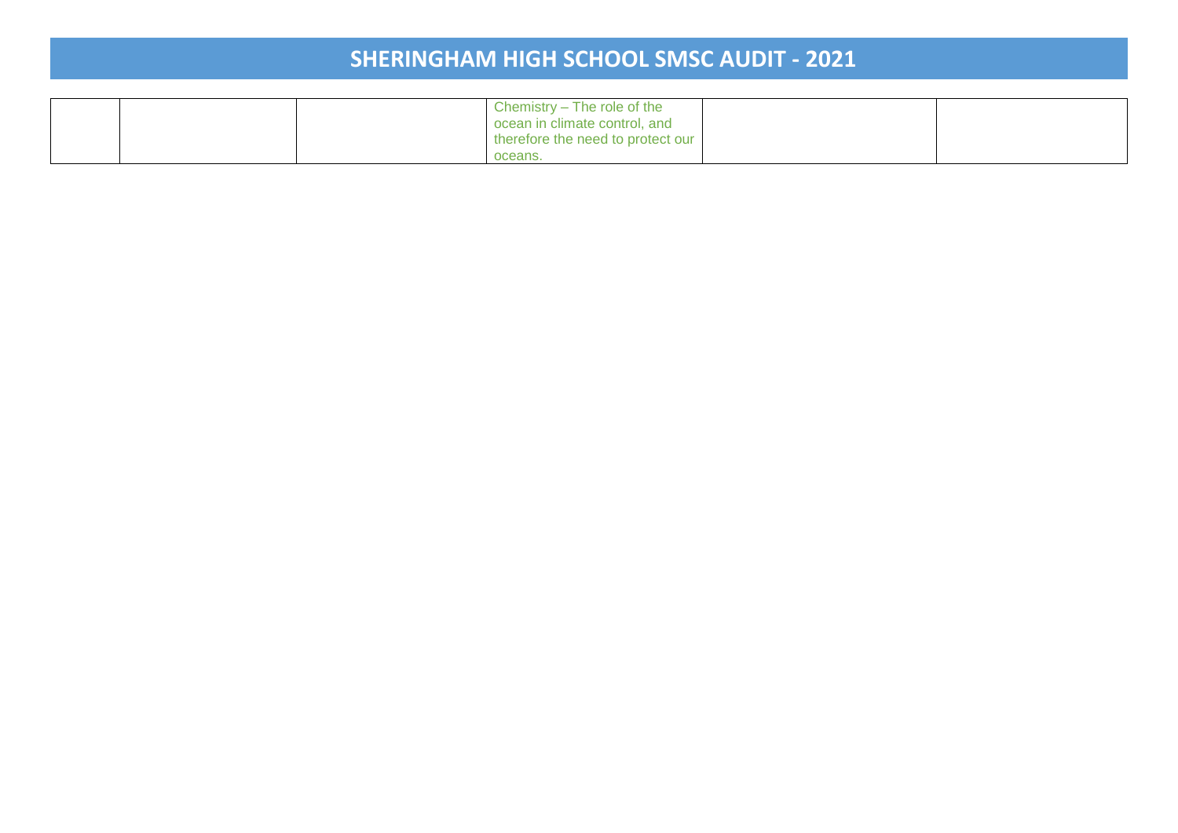| | | | | | |
|---|---|---|---|---|---|
| | | | Chemistry – The role of the ocean in climate control, and therefore the need to protect our oceans. | | |